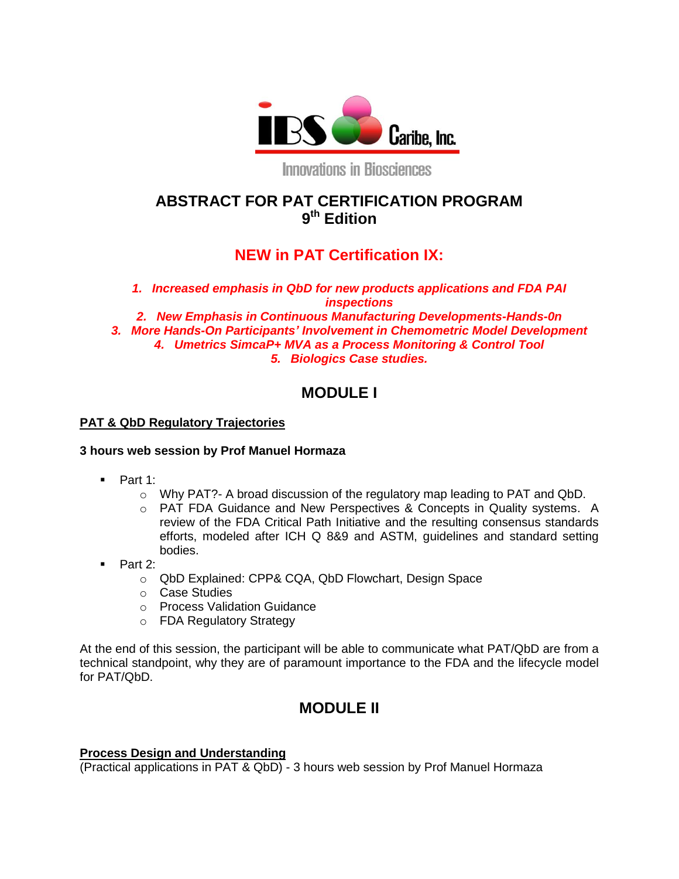IBS Caribe, Inc.

Innovations in Biosciences

# ABSTRACT FOR PAT CERTIFICATION PROGRAM
# 9th Edition

## NEW in PAT Certification IX:

1. ***Increased emphasis in QbD for new products applications and FDA PAI inspections***
2. ***New Emphasis in Continuous Manufacturing Developments-Hands-0n***
3. ***More Hands-On Participants' Involvement in Chemometric Model Development***
4. ***Umetrics SimcaP+ MVA as a Process Monitoring & Control Tool***
5. ***Biologics Case studies.***

## MODULE I

**PAT & QbD Regulatory Trajectories**

**3 hours web session by Prof Manuel Hormaza**

- Part 1:
  - Why PAT?- A broad discussion of the regulatory map leading to PAT and QbD.
  - PAT FDA Guidance and New Perspectives & Concepts in Quality systems. A review of the FDA Critical Path Initiative and the resulting consensus standards efforts, modeled after ICH Q 8&9 and ASTM, guidelines and standard setting bodies.
- Part 2:
  - QbD Explained: CPP& CQA, QbD Flowchart, Design Space
  - Case Studies
  - Process Validation Guidance
  - FDA Regulatory Strategy

At the end of this session, the participant will be able to communicate what PAT/QbD are from a technical standpoint, why they are of paramount importance to the FDA and the lifecycle model for PAT/QbD.

## MODULE II

**Process Design and Understanding**
(Practical applications in PAT & QbD) - 3 hours web session by Prof Manuel Hormaza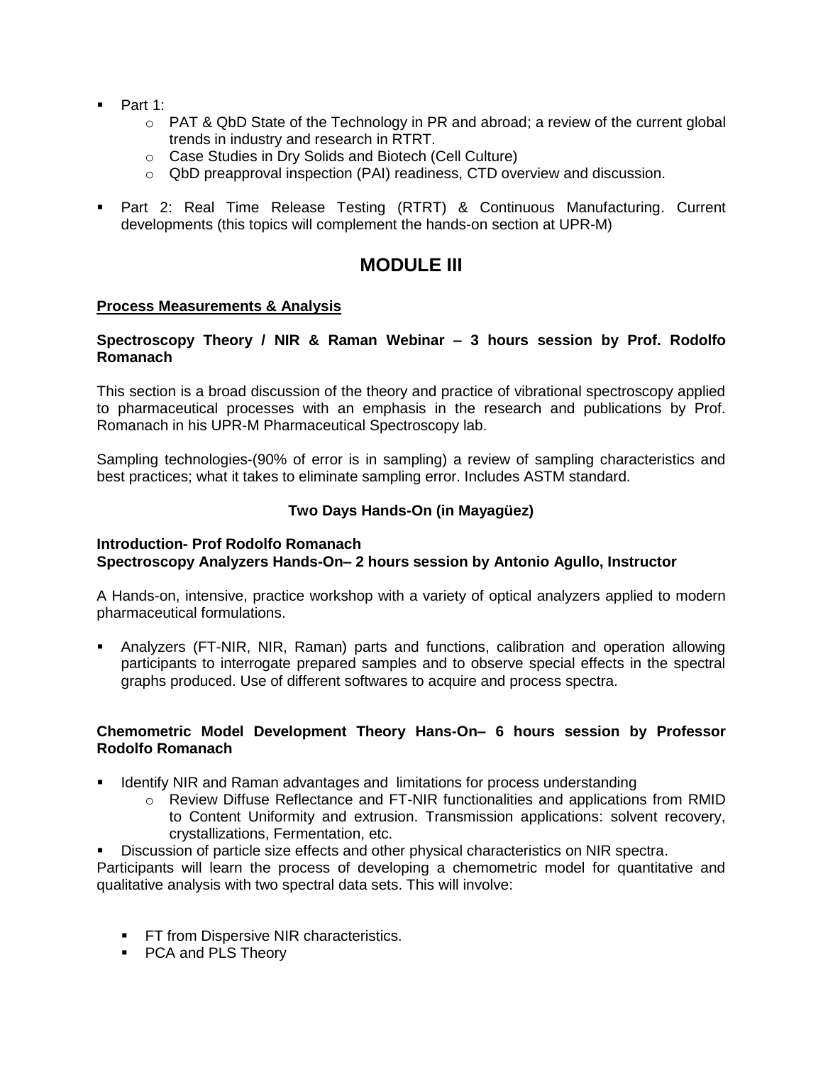- Part 1:
  - PAT & QbD State of the Technology in PR and abroad; a review of the current global trends in industry and research in RTRT.
  - Case Studies in Dry Solids and Biotech (Cell Culture)
  - QbD preapproval inspection (PAI) readiness, CTD overview and discussion.
- Part 2: Real Time Release Testing (RTRT) & Continuous Manufacturing. Current developments (this topics will complement the hands-on section at UPR-M)

# MODULE III

**<u>Process Measurements & Analysis</u>**

**Spectroscopy Theory / NIR & Raman Webinar – 3 hours session by Prof. Rodolfo Romanach**

This section is a broad discussion of the theory and practice of vibrational spectroscopy applied to pharmaceutical processes with an emphasis in the research and publications by Prof. Romanach in his UPR-M Pharmaceutical Spectroscopy lab.

Sampling technologies-(90% of error is in sampling) a review of sampling characteristics and best practices; what it takes to eliminate sampling error. Includes ASTM standard.

**Two Days Hands-On (in Mayagüez)**

**Introduction- Prof Rodolfo Romanach**
**Spectroscopy Analyzers Hands-On– 2 hours session by Antonio Agullo, Instructor**

A Hands-on, intensive, practice workshop with a variety of optical analyzers applied to modern pharmaceutical formulations.

- Analyzers (FT-NIR, NIR, Raman) parts and functions, calibration and operation allowing participants to interrogate prepared samples and to observe special effects in the spectral graphs produced. Use of different softwares to acquire and process spectra.

**Chemometric Model Development Theory Hans-On– 6 hours session by Professor Rodolfo Romanach**

- Identify NIR and Raman advantages and limitations for process understanding
  - Review Diffuse Reflectance and FT-NIR functionalities and applications from RMID to Content Uniformity and extrusion. Transmission applications: solvent recovery, crystallizations, Fermentation, etc.
- Discussion of particle size effects and other physical characteristics on NIR spectra.

Participants will learn the process of developing a chemometric model for quantitative and qualitative analysis with two spectral data sets. This will involve:

- FT from Dispersive NIR characteristics.
- PCA and PLS Theory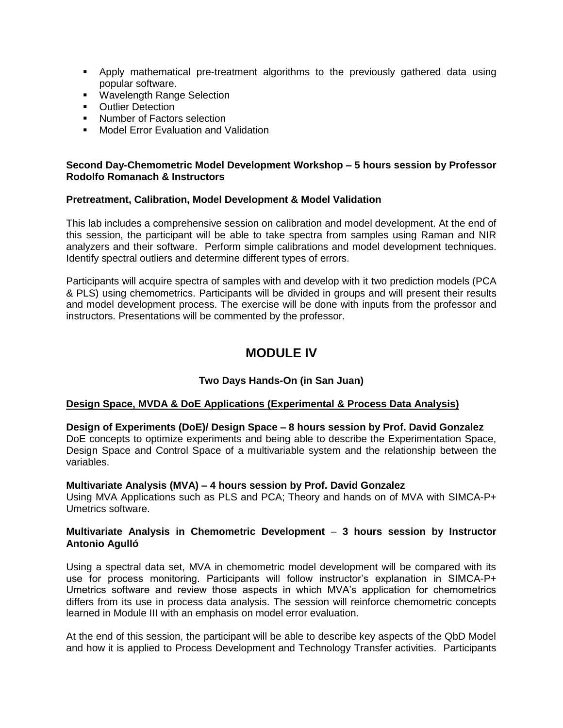- Apply mathematical pre-treatment algorithms to the previously gathered data using popular software.
- Wavelength Range Selection
- Outlier Detection
- Number of Factors selection
- Model Error Evaluation and Validation

**Second Day-Chemometric Model Development Workshop – 5 hours session by Professor Rodolfo Romanach & Instructors**

**Pretreatment, Calibration, Model Development & Model Validation**

This lab includes a comprehensive session on calibration and model development. At the end of this session, the participant will be able to take spectra from samples using Raman and NIR analyzers and their software. Perform simple calibrations and model development techniques. Identify spectral outliers and determine different types of errors.

Participants will acquire spectra of samples with and develop with it two prediction models (PCA & PLS) using chemometrics. Participants will be divided in groups and will present their results and model development process. The exercise will be done with inputs from the professor and instructors. Presentations will be commented by the professor.

# MODULE IV

**Two Days Hands-On (in San Juan)**

**<u>Design Space, MVDA & DoE Applications (Experimental & Process Data Analysis)</u>**

**Design of Experiments (DoE)/ Design Space – 8 hours session by Prof. David Gonzalez**
DoE concepts to optimize experiments and being able to describe the Experimentation Space, Design Space and Control Space of a multivariable system and the relationship between the variables.

**Multivariate Analysis (MVA) – 4 hours session by Prof. David Gonzalez**
Using MVA Applications such as PLS and PCA; Theory and hands on of MVA with SIMCA-P+ Umetrics software.

**Multivariate Analysis in Chemometric Development – 3 hours session by Instructor Antonio Agulló**

Using a spectral data set, MVA in chemometric model development will be compared with its use for process monitoring. Participants will follow instructor's explanation in SIMCA-P+ Umetrics software and review those aspects in which MVA's application for chemometrics differs from its use in process data analysis. The session will reinforce chemometric concepts learned in Module III with an emphasis on model error evaluation.

At the end of this session, the participant will be able to describe key aspects of the QbD Model and how it is applied to Process Development and Technology Transfer activities. Participants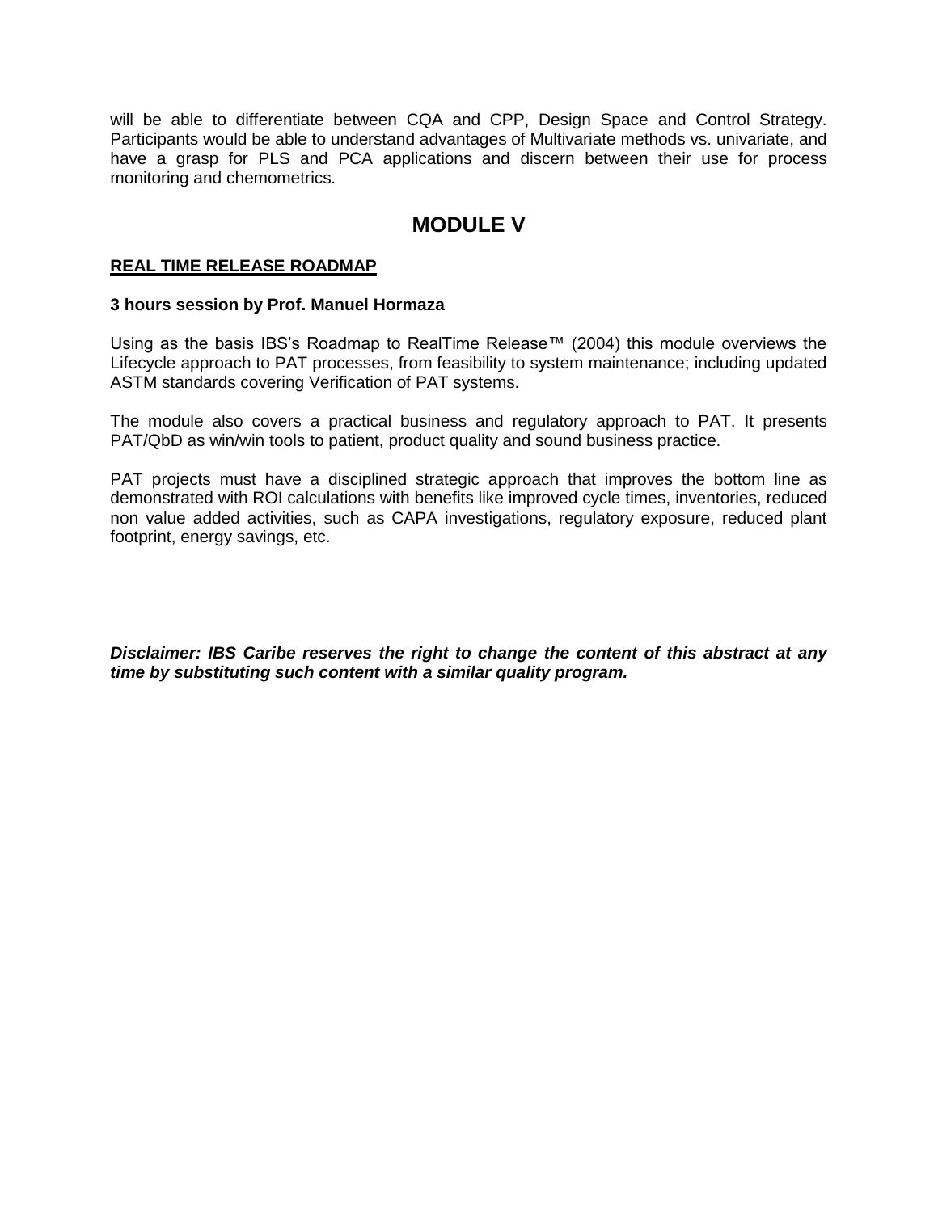will be able to differentiate between CQA and CPP, Design Space and Control Strategy. Participants would be able to understand advantages of Multivariate methods vs. univariate, and have a grasp for PLS and PCA applications and discern between their use for process monitoring and chemometrics.

## MODULE V

**REAL TIME RELEASE ROADMAP**

**3 hours session by Prof. Manuel Hormaza**

Using as the basis IBS's Roadmap to RealTime Release™ (2004) this module overviews the Lifecycle approach to PAT processes, from feasibility to system maintenance; including updated ASTM standards covering Verification of PAT systems.

The module also covers a practical business and regulatory approach to PAT. It presents PAT/QbD as win/win tools to patient, product quality and sound business practice.

PAT projects must have a disciplined strategic approach that improves the bottom line as demonstrated with ROI calculations with benefits like improved cycle times, inventories, reduced non value added activities, such as CAPA investigations, regulatory exposure, reduced plant footprint, energy savings, etc.

***Disclaimer: IBS Caribe reserves the right to change the content of this abstract at any time by substituting such content with a similar quality program.***